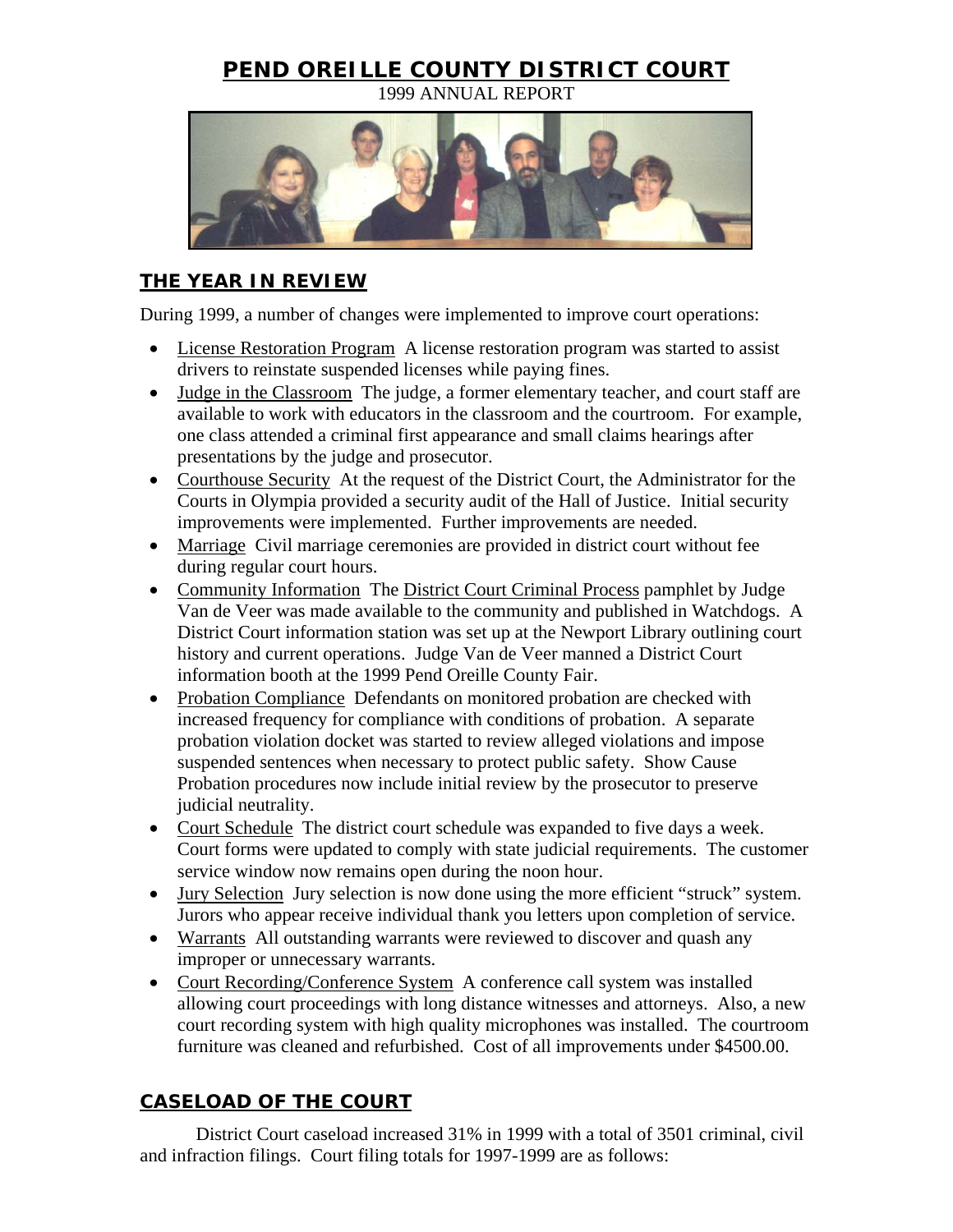# PEND OREILLE COUNTY DISTRICT COURT

1999 ANNUAL REPORT

## THE YEAR IN REVIEW

During 1999, a number of changes were implemented to improve court operations:

- License Restoration Program  A license restoration program was started to assist drivers to reinstate suspended licenses while paying fines.
- Judge in the Classroom  The judge, a former elementary teacher, and court staff are available to work with educators in the classroom and the courtroom. For example, one class attended a criminal first appearance and small claims hearings after presentations by the judge and prosecutor.
- Courthouse Security  At the request of the District Court, the Administrator for the Courts in Olympia provided a security audit of the Hall of Justice. Initial security improvements were implemented. Further improvements are needed.
- Marriage  Civil marriage ceremonies are provided in district court without fee during regular court hours.
- Community Information  The District Court Criminal Process pamphlet by Judge Van de Veer was made available to the community and published in Watchdogs. A District Court information station was set up at the Newport Library outlining court history and current operations. Judge Van de Veer manned a District Court information booth at the 1999 Pend Oreille County Fair.
- Probation Compliance  Defendants on monitored probation are checked with increased frequency for compliance with conditions of probation. A separate probation violation docket was started to review alleged violations and impose suspended sentences when necessary to protect public safety. Show Cause Probation procedures now include initial review by the prosecutor to preserve judicial neutrality.
- Court Schedule  The district court schedule was expanded to five days a week. Court forms were updated to comply with state judicial requirements. The customer service window now remains open during the noon hour.
- Jury Selection  Jury selection is now done using the more efficient "struck" system. Jurors who appear receive individual thank you letters upon completion of service.
- Warrants  All outstanding warrants were reviewed to discover and quash any improper or unnecessary warrants.
- Court Recording/Conference System  A conference call system was installed allowing court proceedings with long distance witnesses and attorneys. Also, a new court recording system with high quality microphones was installed. The courtroom furniture was cleaned and refurbished. Cost of all improvements under $4500.00.

## CASELOAD OF THE COURT

District Court caseload increased 31% in 1999 with a total of 3501 criminal, civil and infraction filings. Court filing totals for 1997-1999 are as follows: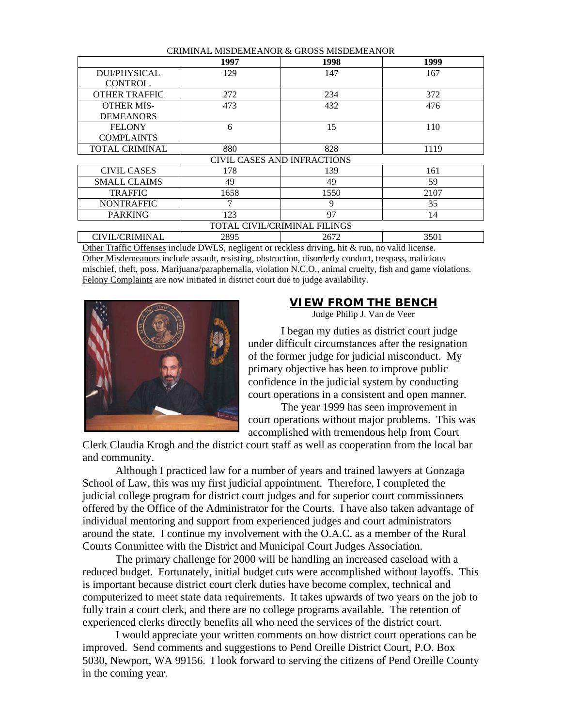CRIMINAL MISDEMEANOR & GROSS MISDEMEANOR

| | 1997 | 1998 | 1999 |
|---|---|---|---|
| DUI/PHYSICAL CONTROL. | 129 | 147 | 167 |
| OTHER TRAFFIC | 272 | 234 | 372 |
| OTHER MIS-DEMEANORS | 473 | 432 | 476 |
| FELONY COMPLAINTS | 6 | 15 | 110 |
| TOTAL CRIMINAL | 880 | 828 | 1119 |
| CIVIL CASES AND INFRACTIONS | | | |
| CIVIL CASES | 178 | 139 | 161 |
| SMALL CLAIMS | 49 | 49 | 59 |
| TRAFFIC | 1658 | 1550 | 2107 |
| NONTRAFFIC | 7 | 9 | 35 |
| PARKING | 123 | 97 | 14 |
| TOTAL CIVIL/CRIMINAL FILINGS | | | |
| CIVIL/CRIMINAL | 2895 | 2672 | 3501 |

Other Traffic Offenses include DWLS, negligent or reckless driving, hit & run, no valid license.
Other Misdemeanors include assault, resisting, obstruction, disorderly conduct, trespass, malicious mischief, theft, poss. Marijuana/paraphernalia, violation N.C.O., animal cruelty, fish and game violations.
Felony Complaints are now initiated in district court due to judge availability.

## VIEW FROM THE BENCH

Judge Philip J. Van de Veer

I began my duties as district court judge under difficult circumstances after the resignation of the former judge for judicial misconduct. My primary objective has been to improve public confidence in the judicial system by conducting court operations in a consistent and open manner.

The year 1999 has seen improvement in court operations without major problems. This was accomplished with tremendous help from Court Clerk Claudia Krogh and the district court staff as well as cooperation from the local bar and community.

Although I practiced law for a number of years and trained lawyers at Gonzaga School of Law, this was my first judicial appointment. Therefore, I completed the judicial college program for district court judges and for superior court commissioners offered by the Office of the Administrator for the Courts. I have also taken advantage of individual mentoring and support from experienced judges and court administrators around the state. I continue my involvement with the O.A.C. as a member of the Rural Courts Committee with the District and Municipal Court Judges Association.

The primary challenge for 2000 will be handling an increased caseload with a reduced budget. Fortunately, initial budget cuts were accomplished without layoffs. This is important because district court clerk duties have become complex, technical and computerized to meet state data requirements. It takes upwards of two years on the job to fully train a court clerk, and there are no college programs available. The retention of experienced clerks directly benefits all who need the services of the district court.

I would appreciate your written comments on how district court operations can be improved. Send comments and suggestions to Pend Oreille District Court, P.O. Box 5030, Newport, WA 99156. I look forward to serving the citizens of Pend Oreille County in the coming year.